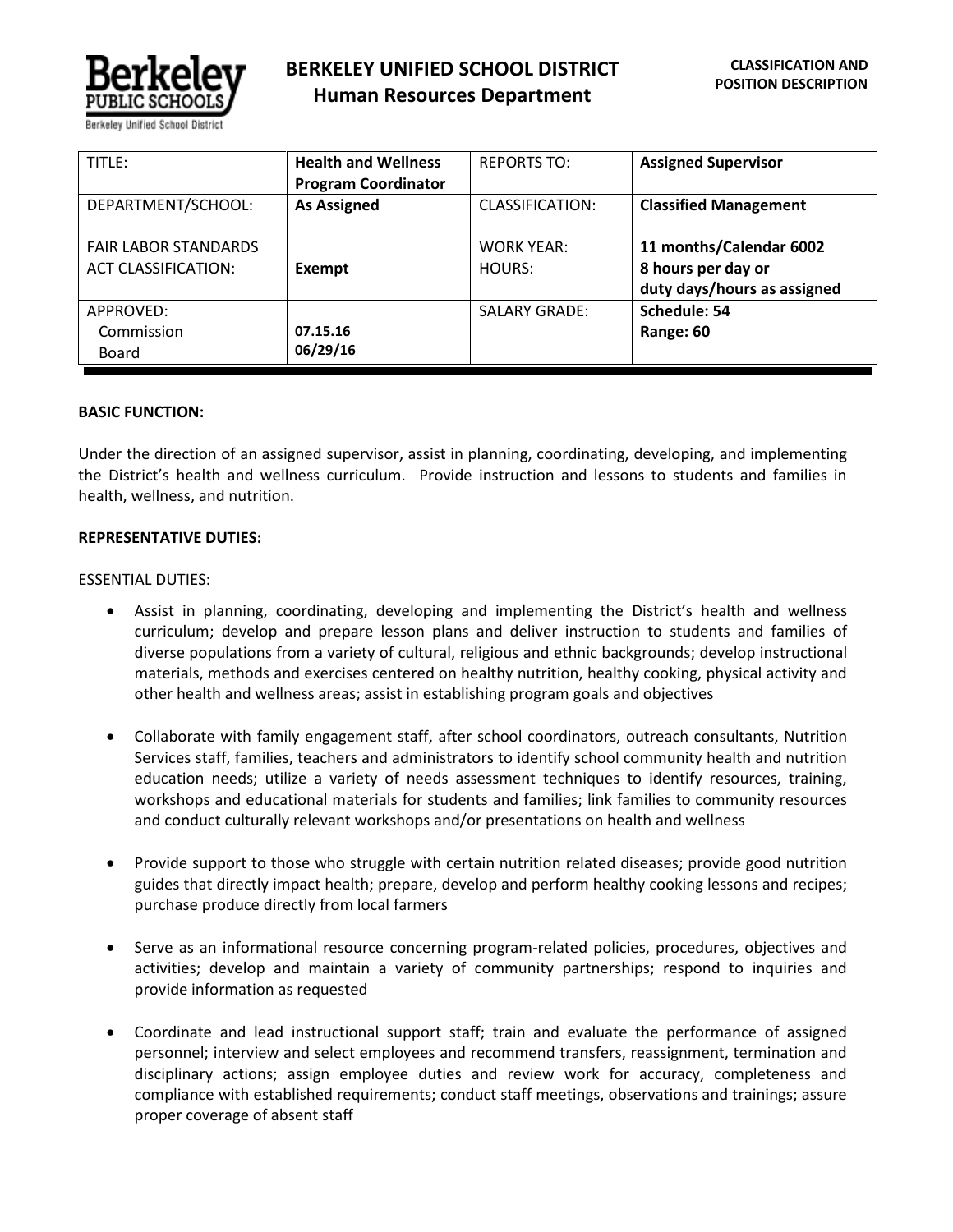# BERKELEY UNIFIED SCHOOL DISTRICT
## Human Resources Department

**CLASSIFICATION AND POSITION DESCRIPTION**

| TITLE: | **Health and Wellness Program Coordinator** | REPORTS TO: | **Assigned Supervisor** |
|---|---|---|---|
| DEPARTMENT/SCHOOL: | **As Assigned** | CLASSIFICATION: | **Classified Management** |
| FAIR LABOR STANDARDS ACT CLASSIFICATION: | **Exempt** | WORK YEAR: HOURS: | **11 months/Calendar 6002 8 hours per day or duty days/hours as assigned** |
| APPROVED: Commission Board | **07.15.16 06/29/16** | SALARY GRADE: | **Schedule: 54 Range: 60** |

**BASIC FUNCTION:**

Under the direction of an assigned supervisor, assist in planning, coordinating, developing, and implementing the District's health and wellness curriculum. Provide instruction and lessons to students and families in health, wellness, and nutrition.

**REPRESENTATIVE DUTIES:**

ESSENTIAL DUTIES:

- Assist in planning, coordinating, developing and implementing the District's health and wellness curriculum; develop and prepare lesson plans and deliver instruction to students and families of diverse populations from a variety of cultural, religious and ethnic backgrounds; develop instructional materials, methods and exercises centered on healthy nutrition, healthy cooking, physical activity and other health and wellness areas; assist in establishing program goals and objectives

- Collaborate with family engagement staff, after school coordinators, outreach consultants, Nutrition Services staff, families, teachers and administrators to identify school community health and nutrition education needs; utilize a variety of needs assessment techniques to identify resources, training, workshops and educational materials for students and families; link families to community resources and conduct culturally relevant workshops and/or presentations on health and wellness

- Provide support to those who struggle with certain nutrition related diseases; provide good nutrition guides that directly impact health; prepare, develop and perform healthy cooking lessons and recipes; purchase produce directly from local farmers

- Serve as an informational resource concerning program-related policies, procedures, objectives and activities; develop and maintain a variety of community partnerships; respond to inquiries and provide information as requested

- Coordinate and lead instructional support staff; train and evaluate the performance of assigned personnel; interview and select employees and recommend transfers, reassignment, termination and disciplinary actions; assign employee duties and review work for accuracy, completeness and compliance with established requirements; conduct staff meetings, observations and trainings; assure proper coverage of absent staff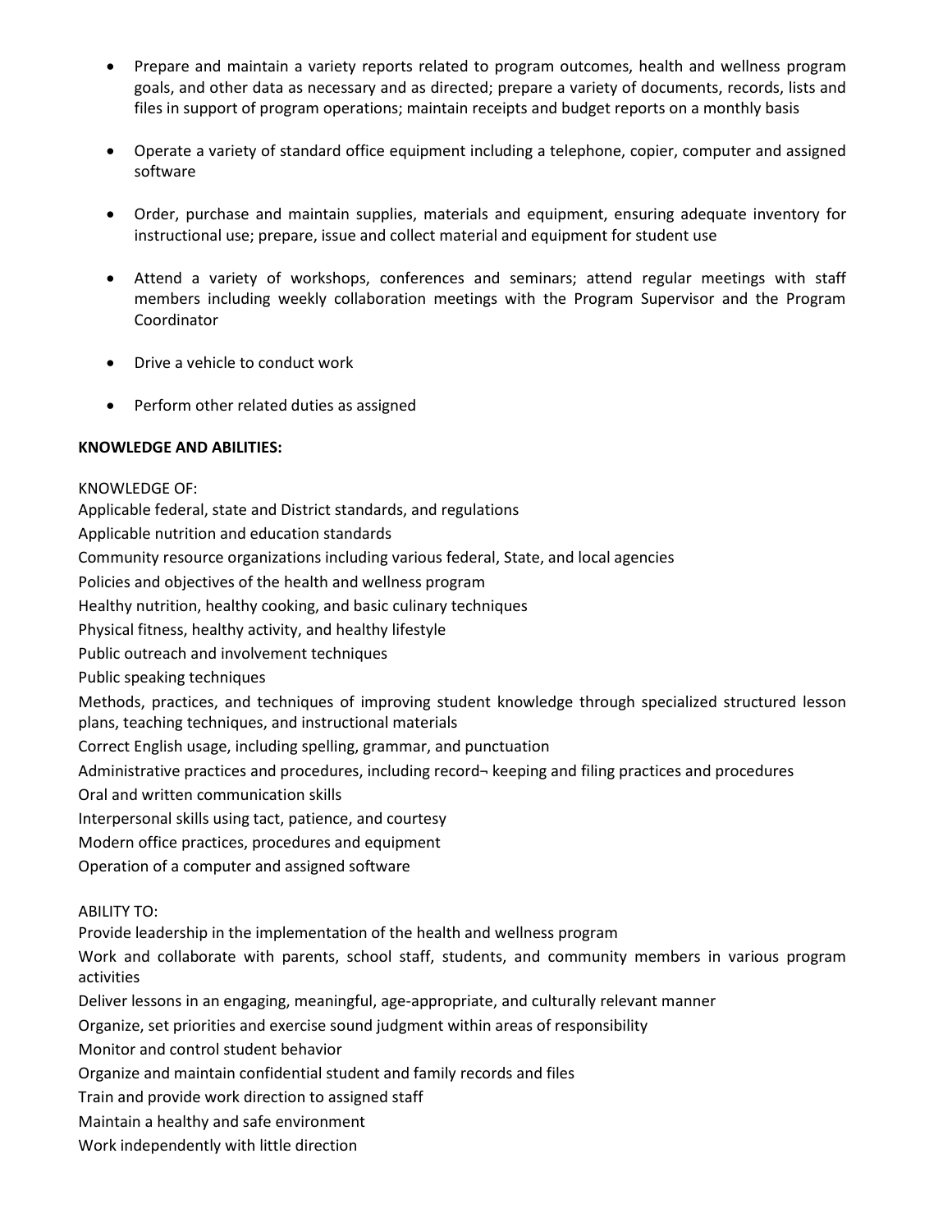- Prepare and maintain a variety reports related to program outcomes, health and wellness program goals, and other data as necessary and as directed; prepare a variety of documents, records, lists and files in support of program operations; maintain receipts and budget reports on a monthly basis

- Operate a variety of standard office equipment including a telephone, copier, computer and assigned software

- Order, purchase and maintain supplies, materials and equipment, ensuring adequate inventory for instructional use; prepare, issue and collect material and equipment for student use

- Attend a variety of workshops, conferences and seminars; attend regular meetings with staff members including weekly collaboration meetings with the Program Supervisor and the Program Coordinator

- Drive a vehicle to conduct work

- Perform other related duties as assigned

**KNOWLEDGE AND ABILITIES:**

KNOWLEDGE OF:

Applicable federal, state and District standards, and regulations

Applicable nutrition and education standards

Community resource organizations including various federal, State, and local agencies

Policies and objectives of the health and wellness program

Healthy nutrition, healthy cooking, and basic culinary techniques

Physical fitness, healthy activity, and healthy lifestyle

Public outreach and involvement techniques

Public speaking techniques

Methods, practices, and techniques of improving student knowledge through specialized structured lesson plans, teaching techniques, and instructional materials

Correct English usage, including spelling, grammar, and punctuation

Administrative practices and procedures, including record¬ keeping and filing practices and procedures

Oral and written communication skills

Interpersonal skills using tact, patience, and courtesy

Modern office practices, procedures and equipment

Operation of a computer and assigned software

ABILITY TO:

Provide leadership in the implementation of the health and wellness program

Work and collaborate with parents, school staff, students, and community members in various program activities

Deliver lessons in an engaging, meaningful, age-appropriate, and culturally relevant manner

Organize, set priorities and exercise sound judgment within areas of responsibility

Monitor and control student behavior

Organize and maintain confidential student and family records and files

Train and provide work direction to assigned staff

Maintain a healthy and safe environment

Work independently with little direction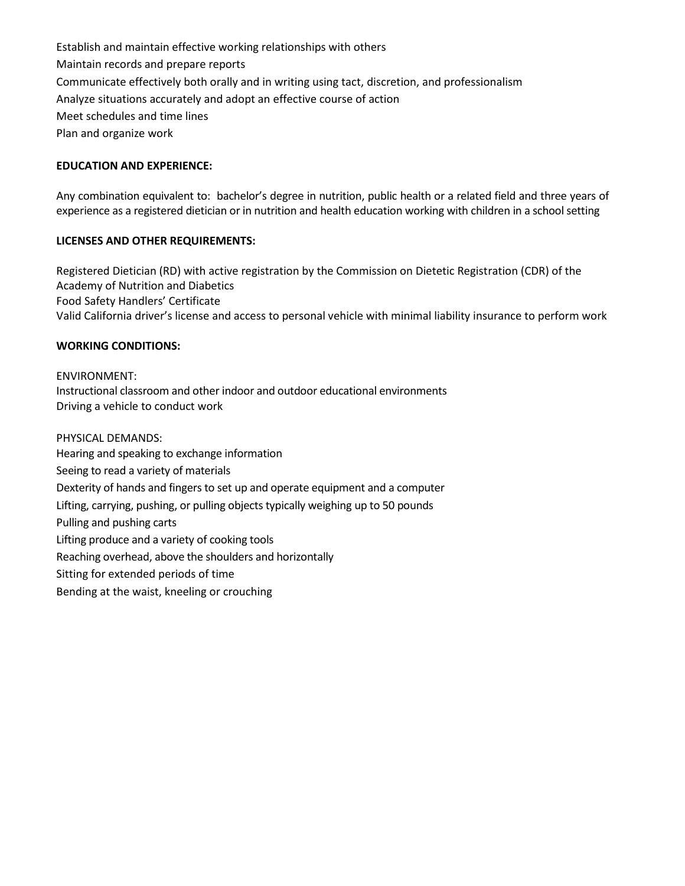Establish and maintain effective working relationships with others
Maintain records and prepare reports
Communicate effectively both orally and in writing using tact, discretion, and professionalism
Analyze situations accurately and adopt an effective course of action
Meet schedules and time lines
Plan and organize work

**EDUCATION AND EXPERIENCE:**

Any combination equivalent to: bachelor's degree in nutrition, public health or a related field and three years of experience as a registered dietician or in nutrition and health education working with children in a school setting

**LICENSES AND OTHER REQUIREMENTS:**

Registered Dietician (RD) with active registration by the Commission on Dietetic Registration (CDR) of the Academy of Nutrition and Diabetics
Food Safety Handlers' Certificate
Valid California driver's license and access to personal vehicle with minimal liability insurance to perform work

**WORKING CONDITIONS:**

ENVIRONMENT:
Instructional classroom and other indoor and outdoor educational environments
Driving a vehicle to conduct work

PHYSICAL DEMANDS:
Hearing and speaking to exchange information
Seeing to read a variety of materials
Dexterity of hands and fingers to set up and operate equipment and a computer
Lifting, carrying, pushing, or pulling objects typically weighing up to 50 pounds
Pulling and pushing carts
Lifting produce and a variety of cooking tools
Reaching overhead, above the shoulders and horizontally
Sitting for extended periods of time
Bending at the waist, kneeling or crouching